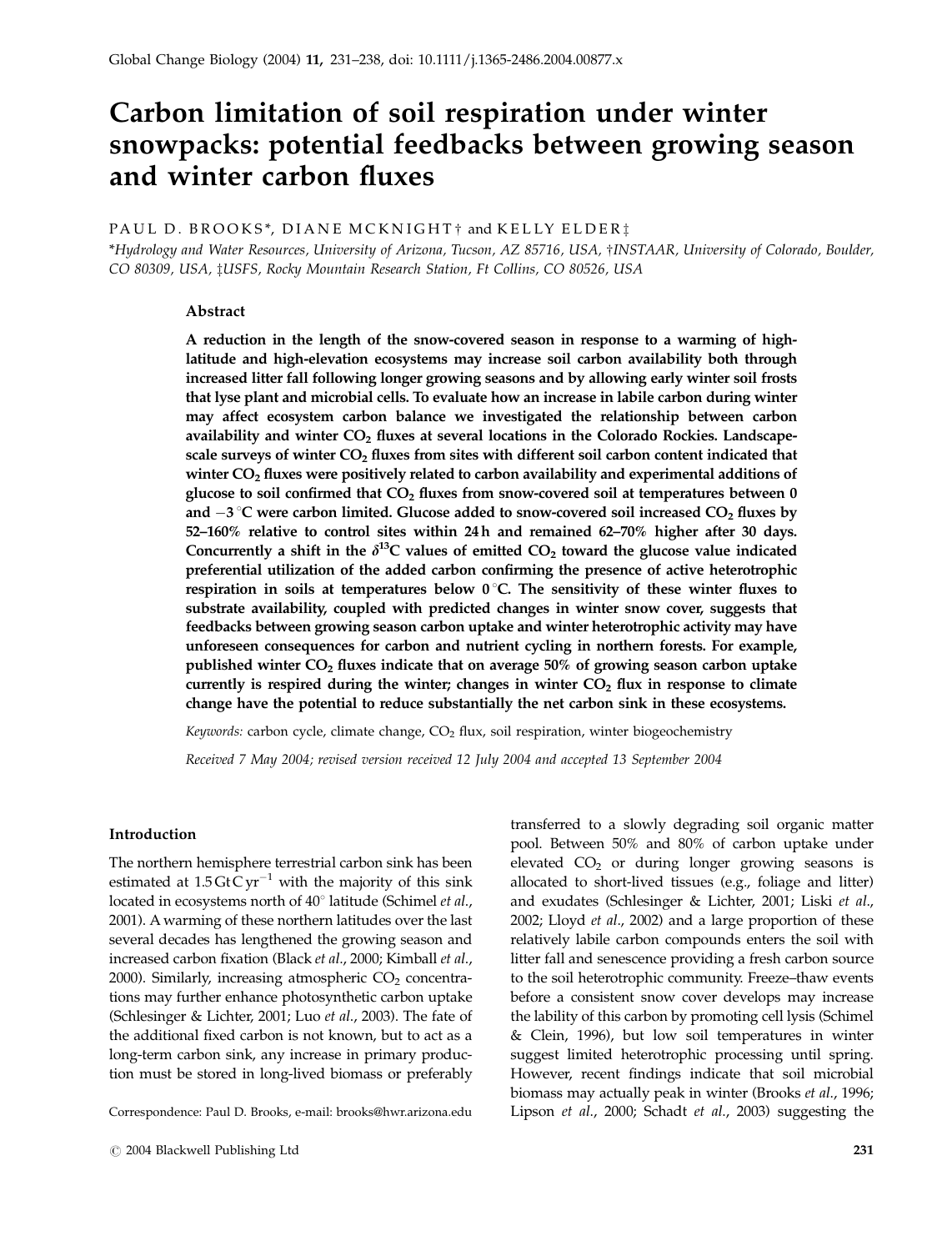# Carbon limitation of soil respiration under winter snowpacks: potential feedbacks between growing season and winter carbon fluxes

PAUL D. BROOKS*, DIANE MCKNIGHT† and KELLY ELDER‡

*Hydrology and Water Resources, University of Arizona, Tucson, AZ 85716, USA, †INSTAAR, University of Colorado, Boulder, CO 80309, USA, ‡USFS, Rocky Mountain Research Station, Ft Collins, CO 80526, USA

## Abstract

**A reduction in the length of the snow-covered season in response to a warming of high-latitude and high-elevation ecosystems may increase soil carbon availability both through increased litter fall following longer growing seasons and by allowing early winter soil frosts that lyse plant and microbial cells. To evaluate how an increase in labile carbon during winter may affect ecosystem carbon balance we investigated the relationship between carbon availability and winter $CO_2$ fluxes at several locations in the Colorado Rockies. Landscape-scale surveys of winter $CO_2$ fluxes from sites with different soil carbon content indicated that winter $CO_2$ fluxes were positively related to carbon availability and experimental additions of glucose to soil confirmed that $CO_2$ fluxes from snow-covered soil at temperatures between 0 and $-3\,^{\circ}C$ were carbon limited. Glucose added to snow-covered soil increased $CO_2$ fluxes by 52–160% relative to control sites within 24 h and remained 62–70% higher after 30 days. Concurrently a shift in the $\delta^{13}C$ values of emitted $CO_2$ toward the glucose value indicated preferential utilization of the added carbon confirming the presence of active heterotrophic respiration in soils at temperatures below $0\,^{\circ}C$. The sensitivity of these winter fluxes to substrate availability, coupled with predicted changes in winter snow cover, suggests that feedbacks between growing season carbon uptake and winter heterotrophic activity may have unforeseen consequences for carbon and nutrient cycling in northern forests. For example, published winter $CO_2$ fluxes indicate that on average 50% of growing season carbon uptake currently is respired during the winter; changes in winter $CO_2$ flux in response to climate change have the potential to reduce substantially the net carbon sink in these ecosystems.**

*Keywords:* carbon cycle, climate change, $CO_2$ flux, soil respiration, winter biogeochemistry

*Received 7 May 2004; revised version received 12 July 2004 and accepted 13 September 2004*

## Introduction

The northern hemisphere terrestrial carbon sink has been estimated at $1.5\,\mathrm{Gt\,C\,yr^{-1}}$ with the majority of this sink located in ecosystems north of 40° latitude (Schimel *et al.*, 2001). A warming of these northern latitudes over the last several decades has lengthened the growing season and increased carbon fixation (Black *et al.*, 2000; Kimball *et al.*, 2000). Similarly, increasing atmospheric $CO_2$ concentrations may further enhance photosynthetic carbon uptake (Schlesinger & Lichter, 2001; Luo *et al.*, 2003). The fate of the additional fixed carbon is not known, but to act as a long-term carbon sink, any increase in primary production must be stored in long-lived biomass or preferably transferred to a slowly degrading soil organic matter pool. Between 50% and 80% of carbon uptake under elevated $CO_2$ or during longer growing seasons is allocated to short-lived tissues (e.g., foliage and litter) and exudates (Schlesinger & Lichter, 2001; Liski *et al.*, 2002; Lloyd *et al.*, 2002) and a large proportion of these relatively labile carbon compounds enters the soil with litter fall and senescence providing a fresh carbon source to the soil heterotrophic community. Freeze–thaw events before a consistent snow cover develops may increase the lability of this carbon by promoting cell lysis (Schimel & Clein, 1996), but low soil temperatures in winter suggest limited heterotrophic processing until spring. However, recent findings indicate that soil microbial biomass may actually peak in winter (Brooks *et al.*, 1996; Lipson *et al.*, 2000; Schadt *et al.*, 2003) suggesting the

Correspondence: Paul D. Brooks, e-mail: brooks@hwr.arizona.edu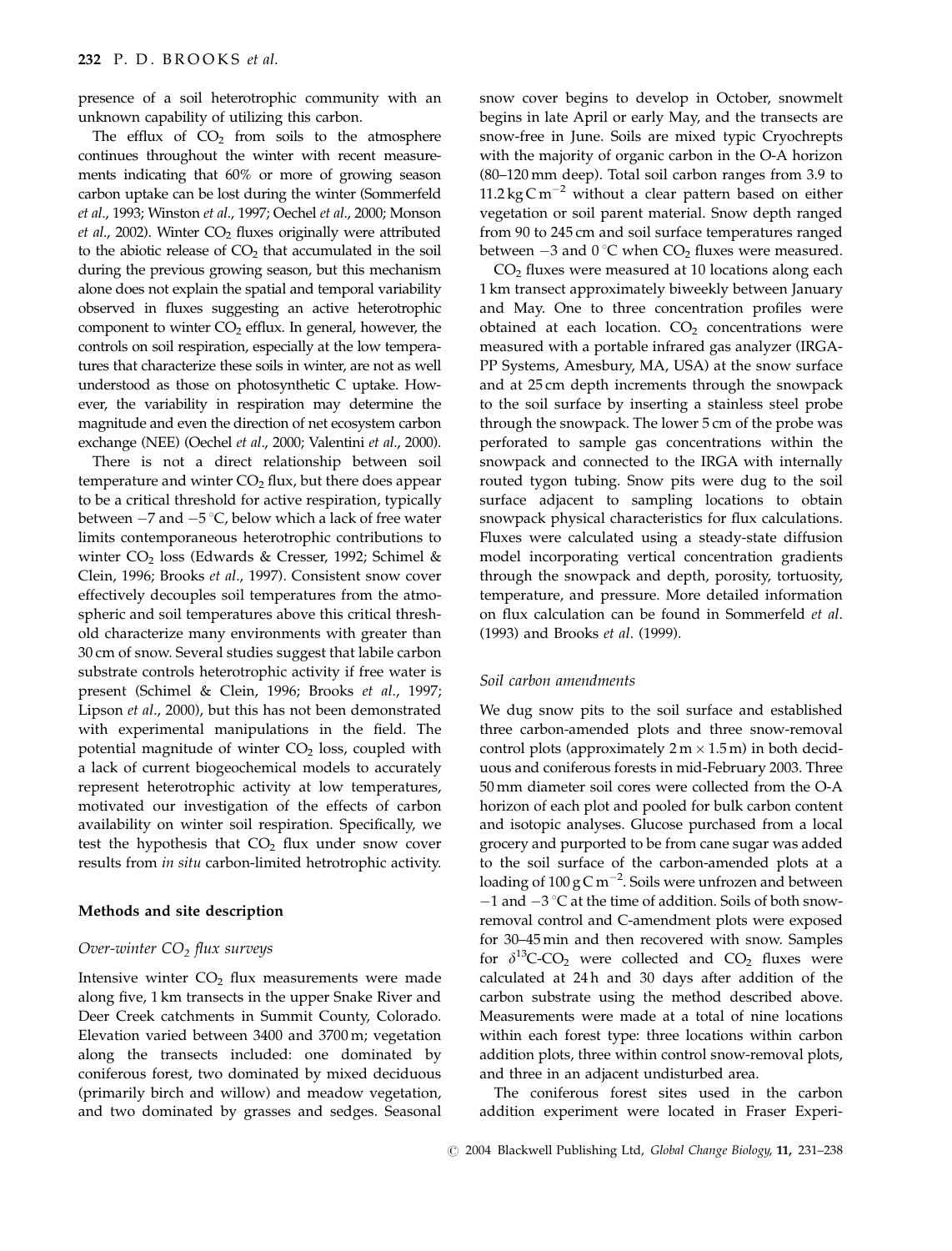presence of a soil heterotrophic community with an unknown capability of utilizing this carbon.

The efflux of $CO_2$ from soils to the atmosphere continues throughout the winter with recent measurements indicating that 60% or more of growing season carbon uptake can be lost during the winter (Sommerfeld *et al*., 1993; Winston *et al*., 1997; Oechel *et al*., 2000; Monson *et al*., 2002). Winter $CO_2$ fluxes originally were attributed to the abiotic release of $CO_2$ that accumulated in the soil during the previous growing season, but this mechanism alone does not explain the spatial and temporal variability observed in fluxes suggesting an active heterotrophic component to winter $CO_2$ efflux. In general, however, the controls on soil respiration, especially at the low temperatures that characterize these soils in winter, are not as well understood as those on photosynthetic C uptake. However, the variability in respiration may determine the magnitude and even the direction of net ecosystem carbon exchange (NEE) (Oechel *et al*., 2000; Valentini *et al*., 2000).

There is not a direct relationship between soil temperature and winter $CO_2$ flux, but there does appear to be a critical threshold for active respiration, typically between $-7$ and $-5\,^{\circ}$C, below which a lack of free water limits contemporaneous heterotrophic contributions to winter $CO_2$ loss (Edwards & Cresser, 1992; Schimel & Clein, 1996; Brooks *et al*., 1997). Consistent snow cover effectively decouples soil temperatures from the atmospheric and soil temperatures above this critical threshold characterize many environments with greater than 30 cm of snow. Several studies suggest that labile carbon substrate controls heterotrophic activity if free water is present (Schimel & Clein, 1996; Brooks *et al*., 1997; Lipson *et al*., 2000), but this has not been demonstrated with experimental manipulations in the field. The potential magnitude of winter $CO_2$ loss, coupled with a lack of current biogeochemical models to accurately represent heterotrophic activity at low temperatures, motivated our investigation of the effects of carbon availability on winter soil respiration. Specifically, we test the hypothesis that $CO_2$ flux under snow cover results from *in situ* carbon-limited hetrotrophic activity.

## Methods and site description

### *Over-winter $CO_2$ flux surveys*

Intensive winter $CO_2$ flux measurements were made along five, 1 km transects in the upper Snake River and Deer Creek catchments in Summit County, Colorado. Elevation varied between 3400 and 3700 m; vegetation along the transects included: one dominated by coniferous forest, two dominated by mixed deciduous (primarily birch and willow) and meadow vegetation, and two dominated by grasses and sedges. Seasonal snow cover begins to develop in October, snowmelt begins in late April or early May, and the transects are snow-free in June. Soils are mixed typic Cryochrepts with the majority of organic carbon in the O-A horizon (80–120 mm deep). Total soil carbon ranges from 3.9 to 11.2 kg C m$^{-2}$ without a clear pattern based on either vegetation or soil parent material. Snow depth ranged from 90 to 245 cm and soil surface temperatures ranged between $-3$ and $0\,^{\circ}$C when $CO_2$ fluxes were measured.

$CO_2$ fluxes were measured at 10 locations along each 1 km transect approximately biweekly between January and May. One to three concentration profiles were obtained at each location. $CO_2$ concentrations were measured with a portable infrared gas analyzer (IRGA-PP Systems, Amesbury, MA, USA) at the snow surface and at 25 cm depth increments through the snowpack to the soil surface by inserting a stainless steel probe through the snowpack. The lower 5 cm of the probe was perforated to sample gas concentrations within the snowpack and connected to the IRGA with internally routed tygon tubing. Snow pits were dug to the soil surface adjacent to sampling locations to obtain snowpack physical characteristics for flux calculations. Fluxes were calculated using a steady-state diffusion model incorporating vertical concentration gradients through the snowpack and depth, porosity, tortuosity, temperature, and pressure. More detailed information on flux calculation can be found in Sommerfeld *et al*. (1993) and Brooks *et al*. (1999).

### *Soil carbon amendments*

We dug snow pits to the soil surface and established three carbon-amended plots and three snow-removal control plots (approximately 2 m × 1.5 m) in both deciduous and coniferous forests in mid-February 2003. Three 50 mm diameter soil cores were collected from the O-A horizon of each plot and pooled for bulk carbon content and isotopic analyses. Glucose purchased from a local grocery and purported to be from cane sugar was added to the soil surface of the carbon-amended plots at a loading of 100 g C m$^{-2}$. Soils were unfrozen and between $-1$ and $-3\,^{\circ}$C at the time of addition. Soils of both snow-removal control and C-amendment plots were exposed for 30–45 min and then recovered with snow. Samples for $\delta^{13}$C-$CO_2$ were collected and $CO_2$ fluxes were calculated at 24 h and 30 days after addition of the carbon substrate using the method described above. Measurements were made at a total of nine locations within each forest type: three locations within carbon addition plots, three within control snow-removal plots, and three in an adjacent undisturbed area.

The coniferous forest sites used in the carbon addition experiment were located in Fraser Experi-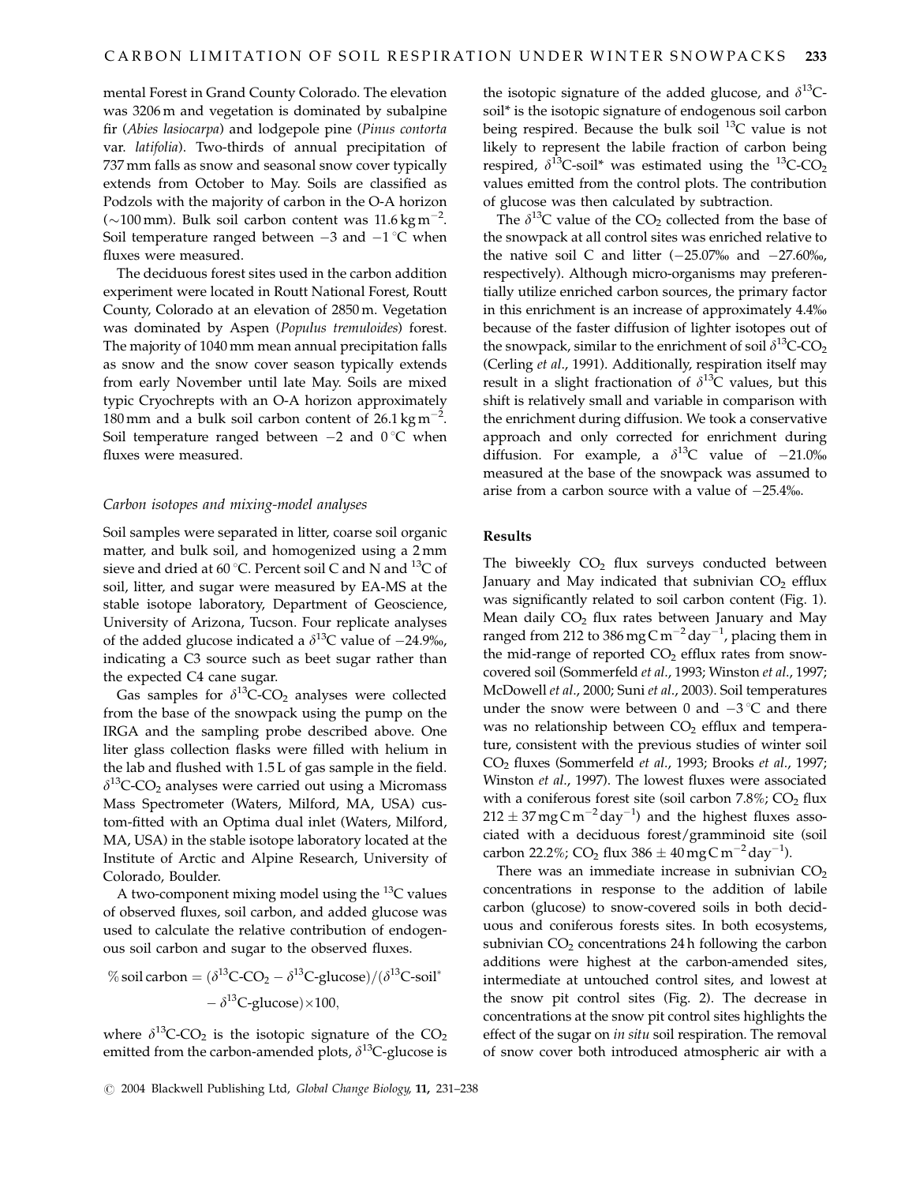mental Forest in Grand County Colorado. The elevation was 3206 m and vegetation is dominated by subalpine fir (*Abies lasiocarpa*) and lodgepole pine (*Pinus contorta* var. *latifolia*). Two-thirds of annual precipitation of 737 mm falls as snow and seasonal snow cover typically extends from October to May. Soils are classified as Podzols with the majority of carbon in the O-A horizon (~100 mm). Bulk soil carbon content was 11.6 kg $m^{-2}$. Soil temperature ranged between −3 and −1 °C when fluxes were measured.

The deciduous forest sites used in the carbon addition experiment were located in Routt National Forest, Routt County, Colorado at an elevation of 2850 m. Vegetation was dominated by Aspen (*Populus tremuloides*) forest. The majority of 1040 mm mean annual precipitation falls as snow and the snow cover season typically extends from early November until late May. Soils are mixed typic Cryochrepts with an O-A horizon approximately 180 mm and a bulk soil carbon content of 26.1 kg $m^{-2}$. Soil temperature ranged between −2 and 0 °C when fluxes were measured.

### Carbon isotopes and mixing-model analyses

Soil samples were separated in litter, coarse soil organic matter, and bulk soil, and homogenized using a 2 mm sieve and dried at 60 °C. Percent soil C and N and $^{13}C$ of soil, litter, and sugar were measured by EA-MS at the stable isotope laboratory, Department of Geoscience, University of Arizona, Tucson. Four replicate analyses of the added glucose indicated a $\delta^{13}C$ value of −24.9‰, indicating a C3 source such as beet sugar rather than the expected C4 cane sugar.

Gas samples for $\delta^{13}C$-$CO_2$ analyses were collected from the base of the snowpack using the pump on the IRGA and the sampling probe described above. One liter glass collection flasks were filled with helium in the lab and flushed with 1.5 L of gas sample in the field. $\delta^{13}C$-$CO_2$ analyses were carried out using a Micromass Mass Spectrometer (Waters, Milford, MA, USA) custom-fitted with an Optima dual inlet (Waters, Milford, MA, USA) in the stable isotope laboratory located at the Institute of Arctic and Alpine Research, University of Colorado, Boulder.

A two-component mixing model using the $^{13}C$ values of observed fluxes, soil carbon, and added glucose was used to calculate the relative contribution of endogenous soil carbon and sugar to the observed fluxes.

$$\%\,\text{soil carbon} = (\delta^{13}\text{C-CO}_2 - \delta^{13}\text{C-glucose})/(\delta^{13}\text{C-soil}^* - \delta^{13}\text{C-glucose})\times 100,$$

where $\delta^{13}C$-$CO_2$ is the isotopic signature of the $CO_2$ emitted from the carbon-amended plots, $\delta^{13}C$-glucose is the isotopic signature of the added glucose, and $\delta^{13}C$-soil* is the isotopic signature of endogenous soil carbon being respired. Because the bulk soil $^{13}C$ value is not likely to represent the labile fraction of carbon being respired, $\delta^{13}C$-soil* was estimated using the $^{13}C$-$CO_2$ values emitted from the control plots. The contribution of glucose was then calculated by subtraction.

The $\delta^{13}C$ value of the $CO_2$ collected from the base of the snowpack at all control sites was enriched relative to the native soil C and litter (−25.07‰ and −27.60‰, respectively). Although micro-organisms may preferentially utilize enriched carbon sources, the primary factor in this enrichment is an increase of approximately 4.4‰ because of the faster diffusion of lighter isotopes out of the snowpack, similar to the enrichment of soil $\delta^{13}C$-$CO_2$ (Cerling *et al*., 1991). Additionally, respiration itself may result in a slight fractionation of $\delta^{13}C$ values, but this shift is relatively small and variable in comparison with the enrichment during diffusion. We took a conservative approach and only corrected for enrichment during diffusion. For example, a $\delta^{13}C$ value of −21.0‰ measured at the base of the snowpack was assumed to arise from a carbon source with a value of −25.4‰.

## Results

The biweekly $CO_2$ flux surveys conducted between January and May indicated that subnivian $CO_2$ efflux was significantly related to soil carbon content (Fig. 1). Mean daily $CO_2$ flux rates between January and May ranged from 212 to 386 mg C $m^{-2}$ $day^{-1}$, placing them in the mid-range of reported $CO_2$ efflux rates from snow-covered soil (Sommerfeld *et al*., 1993; Winston *et al*., 1997; McDowell *et al*., 2000; Suni *et al*., 2003). Soil temperatures under the snow were between 0 and −3 °C and there was no relationship between $CO_2$ efflux and temperature, consistent with the previous studies of winter soil $CO_2$ fluxes (Sommerfeld *et al*., 1993; Brooks *et al*., 1997; Winston *et al*., 1997). The lowest fluxes were associated with a coniferous forest site (soil carbon 7.8%; $CO_2$ flux $212 \pm 37$ mg C $m^{-2}$ $day^{-1}$) and the highest fluxes associated with a deciduous forest/gramminoid site (soil carbon 22.2%; $CO_2$ flux $386 \pm 40$ mg C $m^{-2}$ $day^{-1}$).

There was an immediate increase in subnivian $CO_2$ concentrations in response to the addition of labile carbon (glucose) to snow-covered soils in both deciduous and coniferous forests sites. In both ecosystems, subnivian $CO_2$ concentrations 24 h following the carbon additions were highest at the carbon-amended sites, intermediate at untouched control sites, and lowest at the snow pit control sites (Fig. 2). The decrease in concentrations at the snow pit control sites highlights the effect of the sugar on *in situ* soil respiration. The removal of snow cover both introduced atmospheric air with a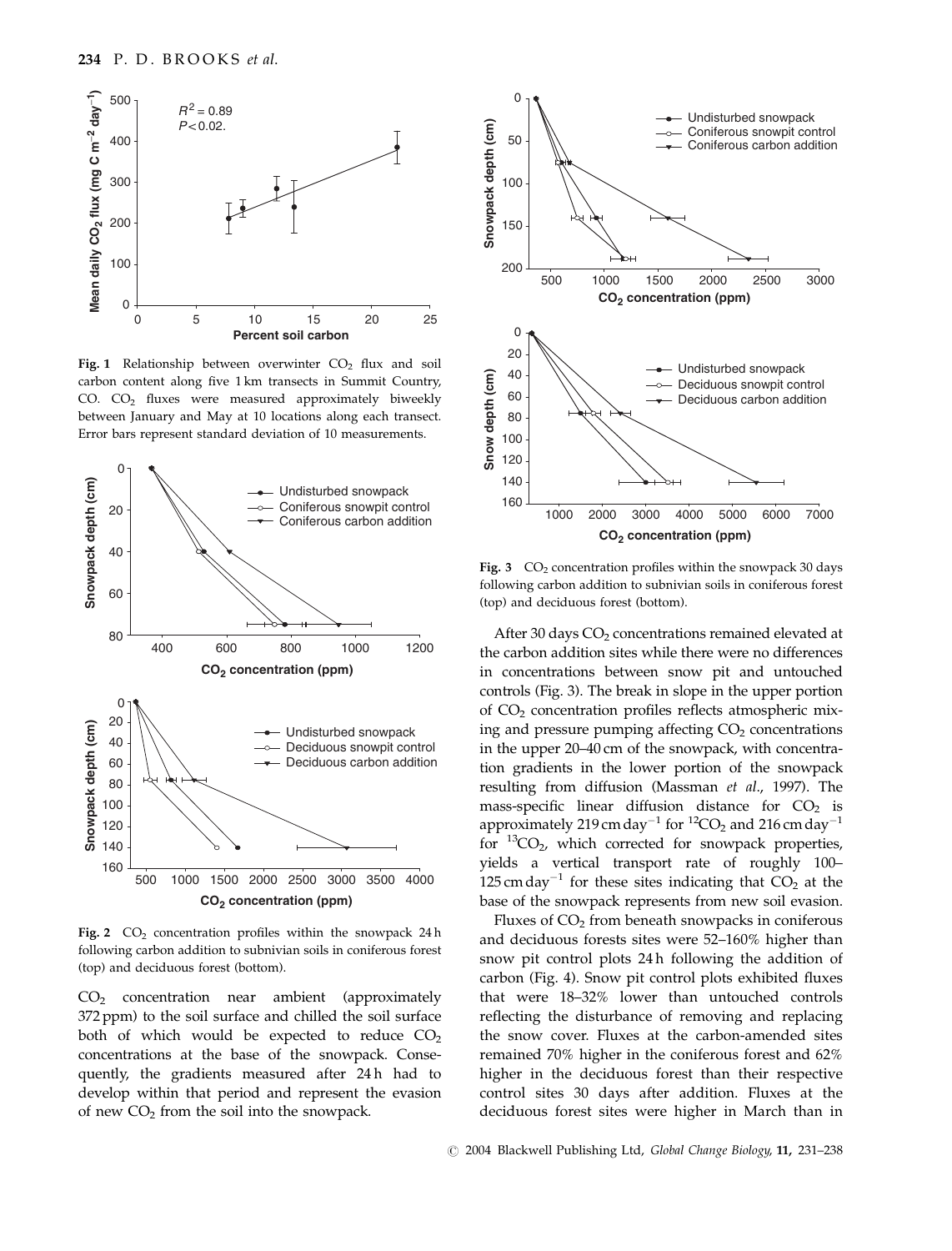Fig. 1 Relationship between overwinter $CO_2$ flux and soil carbon content along five 1 km transects in Summit Country, CO. $CO_2$ fluxes were measured approximately biweekly between January and May at 10 locations along each transect. Error bars represent standard deviation of 10 measurements.

Fig. 2 $CO_2$ concentration profiles within the snowpack 24 h following carbon addition to subnivian soils in coniferous forest (top) and deciduous forest (bottom).

$CO_2$ concentration near ambient (approximately 372 ppm) to the soil surface and chilled the soil surface both of which would be expected to reduce $CO_2$ concentrations at the base of the snowpack. Consequently, the gradients measured after 24 h had to develop within that period and represent the evasion of new $CO_2$ from the soil into the snowpack.

Fig. 3 $CO_2$ concentration profiles within the snowpack 30 days following carbon addition to subnivian soils in coniferous forest (top) and deciduous forest (bottom).

After 30 days $CO_2$ concentrations remained elevated at the carbon addition sites while there were no differences in concentrations between snow pit and untouched controls (Fig. 3). The break in slope in the upper portion of $CO_2$ concentration profiles reflects atmospheric mixing and pressure pumping affecting $CO_2$ concentrations in the upper 20–40 cm of the snowpack, with concentration gradients in the lower portion of the snowpack resulting from diffusion (Massman *et al*., 1997). The mass-specific linear diffusion distance for $CO_2$ is approximately 219 cm $day^{-1}$ for $^{12}CO_2$ and 216 cm $day^{-1}$ for $^{13}CO_2$, which corrected for snowpack properties, yields a vertical transport rate of roughly 100–125 cm $day^{-1}$ for these sites indicating that $CO_2$ at the base of the snowpack represents from new soil evasion.

Fluxes of $CO_2$ from beneath snowpacks in coniferous and deciduous forests sites were 52–160% higher than snow pit control plots 24 h following the addition of carbon (Fig. 4). Snow pit control plots exhibited fluxes that were 18–32% lower than untouched controls reflecting the disturbance of removing and replacing the snow cover. Fluxes at the carbon-amended sites remained 70% higher in the coniferous forest and 62% higher in the deciduous forest than their respective control sites 30 days after addition. Fluxes at the deciduous forest sites were higher in March than in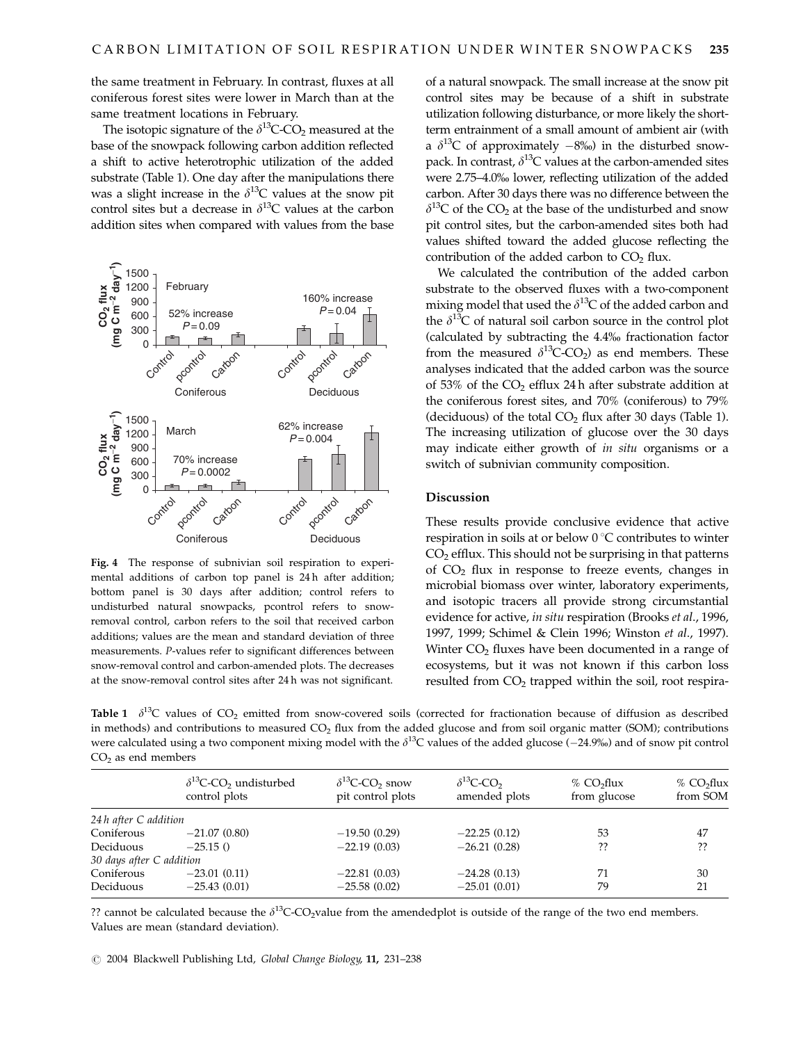the same treatment in February. In contrast, fluxes at all coniferous forest sites were lower in March than at the same treatment locations in February.

The isotopic signature of the $\delta^{13}C$-$CO_2$ measured at the base of the snowpack following carbon addition reflected a shift to active heterotrophic utilization of the added substrate (Table 1). One day after the manipulations there was a slight increase in the $\delta^{13}C$ values at the snow pit control sites but a decrease in $\delta^{13}C$ values at the carbon addition sites when compared with values from the base of a natural snowpack. The small increase at the snow pit control sites may be because of a shift in substrate utilization following disturbance, or more likely the short-term entrainment of a small amount of ambient air (with a $\delta^{13}C$ of approximately −8‰) in the disturbed snowpack. In contrast, $\delta^{13}C$ values at the carbon-amended sites were 2.75–4.0‰ lower, reflecting utilization of the added carbon. After 30 days there was no difference between the $\delta^{13}C$ of the $CO_2$ at the base of the undisturbed and snow pit control sites, but the carbon-amended sites both had values shifted toward the added glucose reflecting the contribution of the added carbon to $CO_2$ flux.

**Fig. 4** The response of subnivian soil respiration to experimental additions of carbon top panel is 24 h after addition; bottom panel is 30 days after addition; control refers to undisturbed natural snowpacks, pcontrol refers to snow-removal control, carbon refers to the soil that received carbon additions; values are the mean and standard deviation of three measurements. *P*-values refer to significant differences between snow-removal control and carbon-amended plots. The decreases at the snow-removal control sites after 24 h was not significant.

We calculated the contribution of the added carbon substrate to the observed fluxes with a two-component mixing model that used the $\delta^{13}C$ of the added carbon and the $\delta^{13}C$ of natural soil carbon source in the control plot (calculated by subtracting the 4.4‰ fractionation factor from the measured $\delta^{13}C$-$CO_2$) as end members. These analyses indicated that the added carbon was the source of 53% of the $CO_2$ efflux 24 h after substrate addition at the coniferous forest sites, and 70% (coniferous) to 79% (deciduous) of the total $CO_2$ flux after 30 days (Table 1). The increasing utilization of glucose over the 30 days may indicate either growth of *in situ* organisms or a switch of subnivian community composition.

## Discussion

These results provide conclusive evidence that active respiration in soils at or below 0 °C contributes to winter $CO_2$ efflux. This should not be surprising in that patterns of $CO_2$ flux in response to freeze events, changes in microbial biomass over winter, laboratory experiments, and isotopic tracers all provide strong circumstantial evidence for active, *in situ* respiration (Brooks *et al*., 1996, 1997, 1999; Schimel & Clein 1996; Winston *et al*., 1997). Winter $CO_2$ fluxes have been documented in a range of ecosystems, but it was not known if this carbon loss resulted from $CO_2$ trapped within the soil, root respira-

**Table 1** $\delta^{13}C$ values of $CO_2$ emitted from snow-covered soils (corrected for fractionation because of diffusion as described in methods) and contributions to measured $CO_2$ flux from the added glucose and from soil organic matter (SOM); contributions were calculated using a two component mixing model with the $\delta^{13}C$ values of the added glucose (−24.9‰) and of snow pit control $CO_2$ as end members

| | $\delta^{13}C$-$CO_2$ undisturbed control plots | $\delta^{13}C$-$CO_2$ snow pit control plots | $\delta^{13}C$-$CO_2$ amended plots | % $CO_2$flux from glucose | % $CO_2$flux from SOM |
|---|---|---|---|---|---|
| *24 h after C addition* | | | | | |
| Coniferous | −21.07 (0.80) | −19.50 (0.29) | −22.25 (0.12) | 53 | 47 |
| Deciduous | −25.15 () | −22.19 (0.03) | −26.21 (0.28) | ?? | ?? |
| *30 days after C addition* | | | | | |
| Coniferous | −23.01 (0.11) | −22.81 (0.03) | −24.28 (0.13) | 71 | 30 |
| Deciduous | −25.43 (0.01) | −25.58 (0.02) | −25.01 (0.01) | 79 | 21 |

?? cannot be calculated because the $\delta^{13}C$-$CO_2$value from the amendedplot is outside of the range of the two end members.
Values are mean (standard deviation).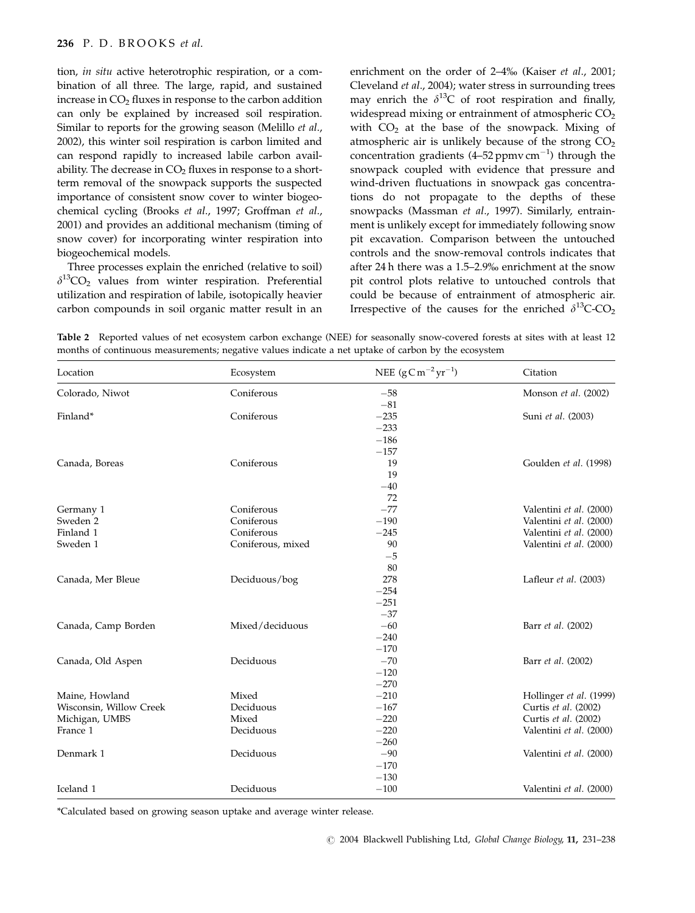tion, *in situ* active heterotrophic respiration, or a combination of all three. The large, rapid, and sustained increase in $CO_2$ fluxes in response to the carbon addition can only be explained by increased soil respiration. Similar to reports for the growing season (Melillo *et al.*, 2002), this winter soil respiration is carbon limited and can respond rapidly to increased labile carbon availability. The decrease in $CO_2$ fluxes in response to a short-term removal of the snowpack supports the suspected importance of consistent snow cover to winter biogeochemical cycling (Brooks *et al.*, 1997; Groffman *et al.*, 2001) and provides an additional mechanism (timing of snow cover) for incorporating winter respiration into biogeochemical models.

Three processes explain the enriched (relative to soil) $\delta^{13}CO_2$ values from winter respiration. Preferential utilization and respiration of labile, isotopically heavier carbon compounds in soil organic matter result in an enrichment on the order of 2–4‰ (Kaiser *et al.*, 2001; Cleveland *et al.*, 2004); water stress in surrounding trees may enrich the $\delta^{13}C$ of root respiration and finally, widespread mixing or entrainment of atmospheric $CO_2$ with $CO_2$ at the base of the snowpack. Mixing of atmospheric air is unlikely because of the strong $CO_2$ concentration gradients (4–52 ppmv $cm^{-1}$) through the snowpack coupled with evidence that pressure and wind-driven fluctuations in snowpack gas concentrations do not propagate to the depths of these snowpacks (Massman *et al.*, 1997). Similarly, entrainment is unlikely except for immediately following snow pit excavation. Comparison between the untouched controls and the snow-removal controls indicates that after 24 h there was a 1.5–2.9‰ enrichment at the snow pit control plots relative to untouched controls that could be because of entrainment of atmospheric air. Irrespective of the causes for the enriched $\delta^{13}C$-$CO_2$

**Table 2** Reported values of net ecosystem carbon exchange (NEE) for seasonally snow-covered forests at sites with at least 12 months of continuous measurements; negative values indicate a net uptake of carbon by the ecosystem

| Location | Ecosystem | NEE ($g\,C\,m^{-2}\,yr^{-1}$) | Citation |
|---|---|---|---|
| Colorado, Niwot | Coniferous | −58 | Monson *et al.* (2002) |
| | | −81 | |
| Finland* | Coniferous | −235 | Suni *et al.* (2003) |
| | | −233 | |
| | | −186 | |
| | | −157 | |
| Canada, Boreas | Coniferous | 19 | Goulden *et al.* (1998) |
| | | 19 | |
| | | −40 | |
| | | 72 | |
| Germany 1 | Coniferous | −77 | Valentini *et al.* (2000) |
| Sweden 2 | Coniferous | −190 | Valentini *et al.* (2000) |
| Finland 1 | Coniferous | −245 | Valentini *et al.* (2000) |
| Sweden 1 | Coniferous, mixed | 90 | Valentini *et al.* (2000) |
| | | −5 | |
| | | 80 | |
| Canada, Mer Bleue | Deciduous/bog | 278 | Lafleur *et al.* (2003) |
| | | −254 | |
| | | −251 | |
| | | −37 | |
| Canada, Camp Borden | Mixed/deciduous | −60 | Barr *et al.* (2002) |
| | | −240 | |
| | | −170 | |
| Canada, Old Aspen | Deciduous | −70 | Barr *et al.* (2002) |
| | | −120 | |
| | | −270 | |
| Maine, Howland | Mixed | −210 | Hollinger *et al.* (1999) |
| Wisconsin, Willow Creek | Deciduous | −167 | Curtis *et al.* (2002) |
| Michigan, UMBS | Mixed | −220 | Curtis *et al.* (2002) |
| France 1 | Deciduous | −220 | Valentini *et al.* (2000) |
| | | −260 | |
| Denmark 1 | Deciduous | −90 | Valentini *et al.* (2000) |
| | | −170 | |
| | | −130 | |
| Iceland 1 | Deciduous | −100 | Valentini *et al.* (2000) |

*Calculated based on growing season uptake and average winter release.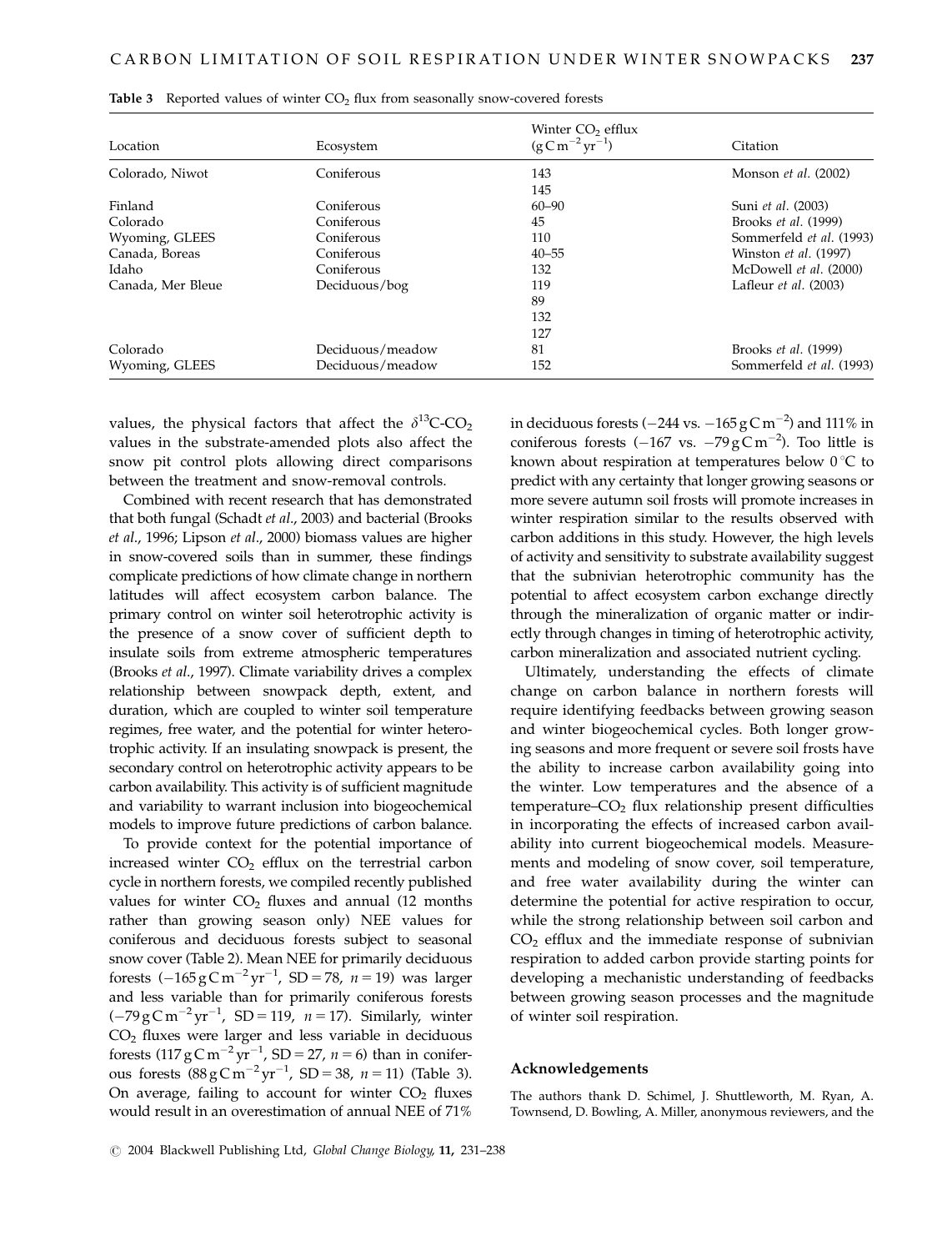**Table 3** Reported values of winter $CO_2$ flux from seasonally snow-covered forests

| Location | Ecosystem | Winter $CO_2$ efflux ($g\,C\,m^{-2}\,yr^{-1}$) | Citation |
|---|---|---|---|
| Colorado, Niwot | Coniferous | 143 | Monson *et al.* (2002) |
| | | 145 | |
| Finland | Coniferous | 60–90 | Suni *et al.* (2003) |
| Colorado | Coniferous | 45 | Brooks *et al.* (1999) |
| Wyoming, GLEES | Coniferous | 110 | Sommerfeld *et al.* (1993) |
| Canada, Boreas | Coniferous | 40–55 | Winston *et al.* (1997) |
| Idaho | Coniferous | 132 | McDowell *et al.* (2000) |
| Canada, Mer Bleue | Deciduous/bog | 119 | Lafleur *et al.* (2003) |
| | | 89 | |
| | | 132 | |
| | | 127 | |
| Colorado | Deciduous/meadow | 81 | Brooks *et al.* (1999) |
| Wyoming, GLEES | Deciduous/meadow | 152 | Sommerfeld *et al.* (1993) |

values, the physical factors that affect the $\delta^{13}C$-$CO_2$ values in the substrate-amended plots also affect the snow pit control plots allowing direct comparisons between the treatment and snow-removal controls.

Combined with recent research that has demonstrated that both fungal (Schadt *et al.*, 2003) and bacterial (Brooks *et al.*, 1996; Lipson *et al.*, 2000) biomass values are higher in snow-covered soils than in summer, these findings complicate predictions of how climate change in northern latitudes will affect ecosystem carbon balance. The primary control on winter soil heterotrophic activity is the presence of a snow cover of sufficient depth to insulate soils from extreme atmospheric temperatures (Brooks *et al.*, 1997). Climate variability drives a complex relationship between snowpack depth, extent, and duration, which are coupled to winter soil temperature regimes, free water, and the potential for winter heterotrophic activity. If an insulating snowpack is present, the secondary control on heterotrophic activity appears to be carbon availability. This activity is of sufficient magnitude and variability to warrant inclusion into biogeochemical models to improve future predictions of carbon balance.

To provide context for the potential importance of increased winter $CO_2$ efflux on the terrestrial carbon cycle in northern forests, we compiled recently published values for winter $CO_2$ fluxes and annual (12 months rather than growing season only) NEE values for coniferous and deciduous forests subject to seasonal snow cover (Table 2). Mean NEE for primarily deciduous forests ($-165\,g\,C\,m^{-2}\,yr^{-1}$, SD = 78, $n = 19$) was larger and less variable than for primarily coniferous forests ($-79\,g\,C\,m^{-2}\,yr^{-1}$, SD = 119, $n = 17$). Similarly, winter $CO_2$ fluxes were larger and less variable in deciduous forests ($117\,g\,C\,m^{-2}\,yr^{-1}$, SD = 27, $n = 6$) than in coniferous forests ($88\,g\,C\,m^{-2}\,yr^{-1}$, SD = 38, $n = 11$) (Table 3). On average, failing to account for winter $CO_2$ fluxes would result in an overestimation of annual NEE of 71% in deciduous forests ($-244$ vs. $-165\,g\,C\,m^{-2}$) and 111% in coniferous forests ($-167$ vs. $-79\,g\,C\,m^{-2}$). Too little is known about respiration at temperatures below 0 °C to predict with any certainty that longer growing seasons or more severe autumn soil frosts will promote increases in winter respiration similar to the results observed with carbon additions in this study. However, the high levels of activity and sensitivity to substrate availability suggest that the subnivian heterotrophic community has the potential to affect ecosystem carbon exchange directly through the mineralization of organic matter or indirectly through changes in timing of heterotrophic activity, carbon mineralization and associated nutrient cycling.

Ultimately, understanding the effects of climate change on carbon balance in northern forests will require identifying feedbacks between growing season and winter biogeochemical cycles. Both longer growing seasons and more frequent or severe soil frosts have the ability to increase carbon availability going into the winter. Low temperatures and the absence of a temperature–$CO_2$ flux relationship present difficulties in incorporating the effects of increased carbon availability into current biogeochemical models. Measurements and modeling of snow cover, soil temperature, and free water availability during the winter can determine the potential for active respiration to occur, while the strong relationship between soil carbon and $CO_2$ efflux and the immediate response of subnivian respiration to added carbon provide starting points for developing a mechanistic understanding of feedbacks between growing season processes and the magnitude of winter soil respiration.

## Acknowledgements

The authors thank D. Schimel, J. Shuttleworth, M. Ryan, A. Townsend, D. Bowling, A. Miller, anonymous reviewers, and the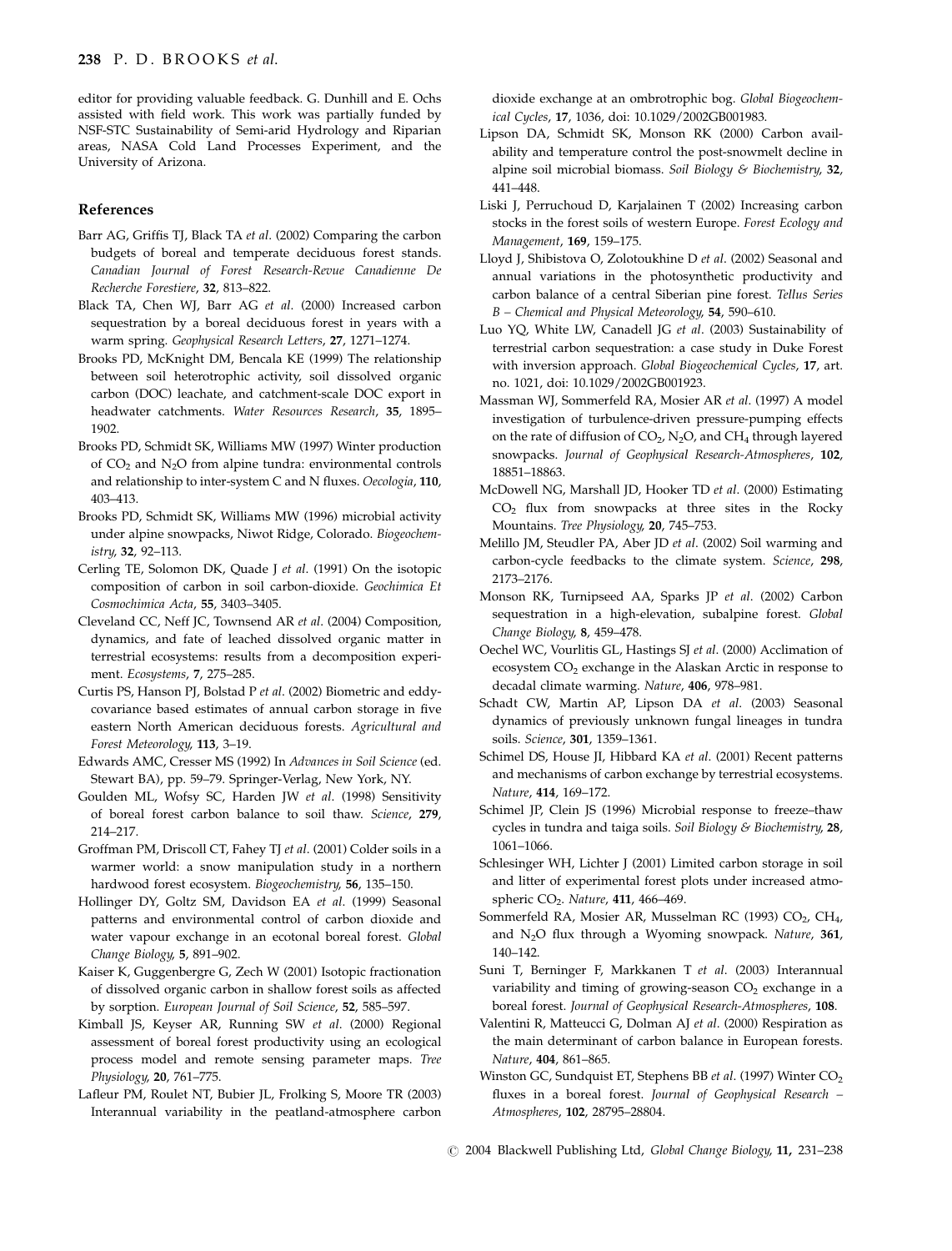editor for providing valuable feedback. G. Dunhill and E. Ochs assisted with field work. This work was partially funded by NSF-STC Sustainability of Semi-arid Hydrology and Riparian areas, NASA Cold Land Processes Experiment, and the University of Arizona.

## References

Barr AG, Griffis TJ, Black TA *et al*. (2002) Comparing the carbon budgets of boreal and temperate deciduous forest stands. *Canadian Journal of Forest Research-Revue Canadienne De Recherche Forestiere*, **32**, 813–822.

Black TA, Chen WJ, Barr AG *et al*. (2000) Increased carbon sequestration by a boreal deciduous forest in years with a warm spring. *Geophysical Research Letters*, **27**, 1271–1274.

Brooks PD, McKnight DM, Bencala KE (1999) The relationship between soil heterotrophic activity, soil dissolved organic carbon (DOC) leachate, and catchment-scale DOC export in headwater catchments. *Water Resources Research*, **35**, 1895–1902.

Brooks PD, Schmidt SK, Williams MW (1997) Winter production of $CO_2$ and $N_2O$ from alpine tundra: environmental controls and relationship to inter-system C and N fluxes. *Oecologia*, **110**, 403–413.

Brooks PD, Schmidt SK, Williams MW (1996) microbial activity under alpine snowpacks, Niwot Ridge, Colorado. *Biogeochemistry*, **32**, 92–113.

Cerling TE, Solomon DK, Quade J *et al*. (1991) On the isotopic composition of carbon in soil carbon-dioxide. *Geochimica Et Cosmochimica Acta*, **55**, 3403–3405.

Cleveland CC, Neff JC, Townsend AR *et al*. (2004) Composition, dynamics, and fate of leached dissolved organic matter in terrestrial ecosystems: results from a decomposition experiment. *Ecosystems*, **7**, 275–285.

Curtis PS, Hanson PJ, Bolstad P *et al*. (2002) Biometric and eddy-covariance based estimates of annual carbon storage in five eastern North American deciduous forests. *Agricultural and Forest Meteorology*, **113**, 3–19.

Edwards AMC, Cresser MS (1992) In *Advances in Soil Science* (ed. Stewart BA), pp. 59–79. Springer-Verlag, New York, NY.

Goulden ML, Wofsy SC, Harden JW *et al*. (1998) Sensitivity of boreal forest carbon balance to soil thaw. *Science*, **279**, 214–217.

Groffman PM, Driscoll CT, Fahey TJ *et al*. (2001) Colder soils in a warmer world: a snow manipulation study in a northern hardwood forest ecosystem. *Biogeochemistry*, **56**, 135–150.

Hollinger DY, Goltz SM, Davidson EA *et al*. (1999) Seasonal patterns and environmental control of carbon dioxide and water vapour exchange in an ecotonal boreal forest. *Global Change Biology*, **5**, 891–902.

Kaiser K, Guggenbergre G, Zech W (2001) Isotopic fractionation of dissolved organic carbon in shallow forest soils as affected by sorption. *European Journal of Soil Science*, **52**, 585–597.

Kimball JS, Keyser AR, Running SW *et al*. (2000) Regional assessment of boreal forest productivity using an ecological process model and remote sensing parameter maps. *Tree Physiology*, **20**, 761–775.

Lafleur PM, Roulet NT, Bubier JL, Frolking S, Moore TR (2003) Interannual variability in the peatland-atmosphere carbon dioxide exchange at an ombrotrophic bog. *Global Biogeochemical Cycles*, **17**, 1036, doi: 10.1029/2002GB001983.

Lipson DA, Schmidt SK, Monson RK (2000) Carbon availability and temperature control the post-snowmelt decline in alpine soil microbial biomass. *Soil Biology & Biochemistry*, **32**, 441–448.

Liski J, Perruchoud D, Karjalainen T (2002) Increasing carbon stocks in the forest soils of western Europe. *Forest Ecology and Management*, **169**, 159–175.

Lloyd J, Shibistova O, Zolotoukhine D *et al*. (2002) Seasonal and annual variations in the photosynthetic productivity and carbon balance of a central Siberian pine forest. *Tellus Series B – Chemical and Physical Meteorology*, **54**, 590–610.

Luo YQ, White LW, Canadell JG *et al*. (2003) Sustainability of terrestrial carbon sequestration: a case study in Duke Forest with inversion approach. *Global Biogeochemical Cycles*, **17**, art. no. 1021, doi: 10.1029/2002GB001923.

Massman WJ, Sommerfeld RA, Mosier AR *et al*. (1997) A model investigation of turbulence-driven pressure-pumping effects on the rate of diffusion of $CO_2$, $N_2O$, and $CH_4$ through layered snowpacks. *Journal of Geophysical Research-Atmospheres*, **102**, 18851–18863.

McDowell NG, Marshall JD, Hooker TD *et al*. (2000) Estimating $CO_2$ flux from snowpacks at three sites in the Rocky Mountains. *Tree Physiology*, **20**, 745–753.

Melillo JM, Steudler PA, Aber JD *et al*. (2002) Soil warming and carbon-cycle feedbacks to the climate system. *Science*, **298**, 2173–2176.

Monson RK, Turnipseed AA, Sparks JP *et al*. (2002) Carbon sequestration in a high-elevation, subalpine forest. *Global Change Biology*, **8**, 459–478.

Oechel WC, Vourlitis GL, Hastings SJ *et al*. (2000) Acclimation of ecosystem $CO_2$ exchange in the Alaskan Arctic in response to decadal climate warming. *Nature*, **406**, 978–981.

Schadt CW, Martin AP, Lipson DA *et al*. (2003) Seasonal dynamics of previously unknown fungal lineages in tundra soils. *Science*, **301**, 1359–1361.

Schimel DS, House JI, Hibbard KA *et al*. (2001) Recent patterns and mechanisms of carbon exchange by terrestrial ecosystems. *Nature*, **414**, 169–172.

Schimel JP, Clein JS (1996) Microbial response to freeze–thaw cycles in tundra and taiga soils. *Soil Biology & Biochemistry*, **28**, 1061–1066.

Schlesinger WH, Lichter J (2001) Limited carbon storage in soil and litter of experimental forest plots under increased atmospheric $CO_2$. *Nature*, **411**, 466–469.

Sommerfeld RA, Mosier AR, Musselman RC (1993) $CO_2$, $CH_4$, and $N_2O$ flux through a Wyoming snowpack. *Nature*, **361**, 140–142.

Suni T, Berninger F, Markkanen T *et al*. (2003) Interannual variability and timing of growing-season $CO_2$ exchange in a boreal forest. *Journal of Geophysical Research-Atmospheres*, **108**.

Valentini R, Matteucci G, Dolman AJ *et al*. (2000) Respiration as the main determinant of carbon balance in European forests. *Nature*, **404**, 861–865.

Winston GC, Sundquist ET, Stephens BB *et al*. (1997) Winter $CO_2$ fluxes in a boreal forest. *Journal of Geophysical Research – Atmospheres*, **102**, 28795–28804.